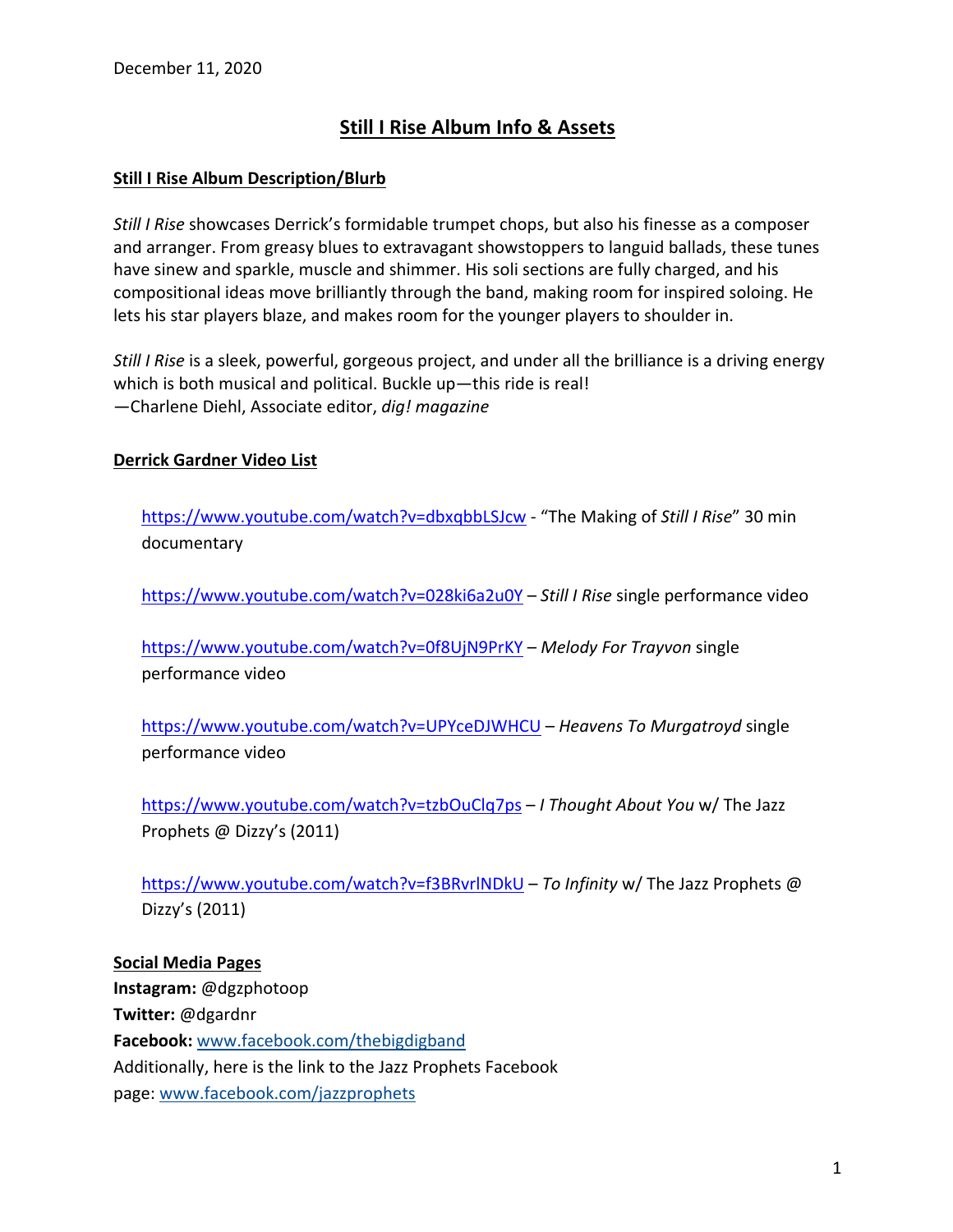December 11, 2020

# Still I Rise Album Info & Assets

## Still I Rise Album Description/Blurb

*Still I Rise* showcases Derrick's formidable trumpet chops, but also his finesse as a composer and arranger. From greasy blues to extravagant showstoppers to languid ballads, these tunes have sinew and sparkle, muscle and shimmer. His soli sections are fully charged, and his compositional ideas move brilliantly through the band, making room for inspired soloing. He lets his star players blaze, and makes room for the younger players to shoulder in.

*Still I Rise* is a sleek, powerful, gorgeous project, and under all the brilliance is a driving energy which is both musical and political. Buckle up—this ride is real!
—Charlene Diehl, Associate editor, *dig! magazine*

## Derrick Gardner Video List

https://www.youtube.com/watch?v=dbxqbbLSJcw - "The Making of *Still I Rise*" 30 min documentary

https://www.youtube.com/watch?v=028ki6a2u0Y – *Still I Rise* single performance video

https://www.youtube.com/watch?v=0f8UjN9PrKY – *Melody For Trayvon* single performance video

https://www.youtube.com/watch?v=UPYceDJWHCU – *Heavens To Murgatroyd* single performance video

https://www.youtube.com/watch?v=tzbOuClq7ps – *I Thought About You* w/ The Jazz Prophets @ Dizzy's (2011)

https://www.youtube.com/watch?v=f3BRvrlNDkU – *To Infinity* w/ The Jazz Prophets @ Dizzy's (2011)

## Social Media Pages

**Instagram:** @dgzphotoop
**Twitter:** @dgardnr
**Facebook:** www.facebook.com/thebigdigband
Additionally, here is the link to the Jazz Prophets Facebook page: www.facebook.com/jazzprophets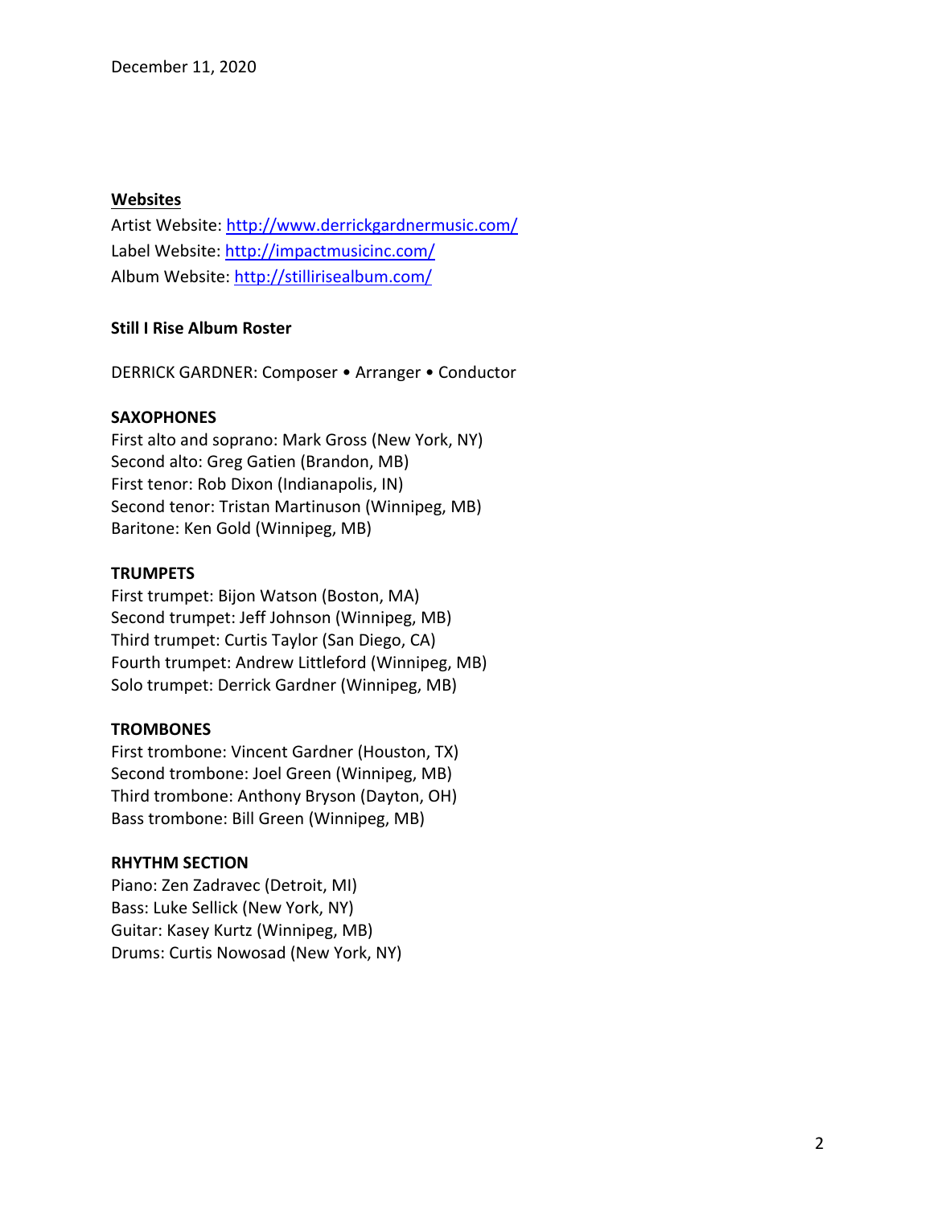December 11, 2020

**Websites**

Artist Website: http://www.derrickgardnermusic.com/
Label Website: http://impactmusicinc.com/
Album Website: http://stillirisealbum.com/

**Still I Rise Album Roster**

DERRICK GARDNER: Composer • Arranger • Conductor

**SAXOPHONES**

First alto and soprano: Mark Gross (New York, NY)
Second alto: Greg Gatien (Brandon, MB)
First tenor: Rob Dixon (Indianapolis, IN)
Second tenor: Tristan Martinuson (Winnipeg, MB)
Baritone: Ken Gold (Winnipeg, MB)

**TRUMPETS**

First trumpet: Bijon Watson (Boston, MA)
Second trumpet: Jeff Johnson (Winnipeg, MB)
Third trumpet: Curtis Taylor (San Diego, CA)
Fourth trumpet: Andrew Littleford (Winnipeg, MB)
Solo trumpet: Derrick Gardner (Winnipeg, MB)

**TROMBONES**

First trombone: Vincent Gardner (Houston, TX)
Second trombone: Joel Green (Winnipeg, MB)
Third trombone: Anthony Bryson (Dayton, OH)
Bass trombone: Bill Green (Winnipeg, MB)

**RHYTHM SECTION**

Piano: Zen Zadravec (Detroit, MI)
Bass: Luke Sellick (New York, NY)
Guitar: Kasey Kurtz (Winnipeg, MB)
Drums: Curtis Nowosad (New York, NY)